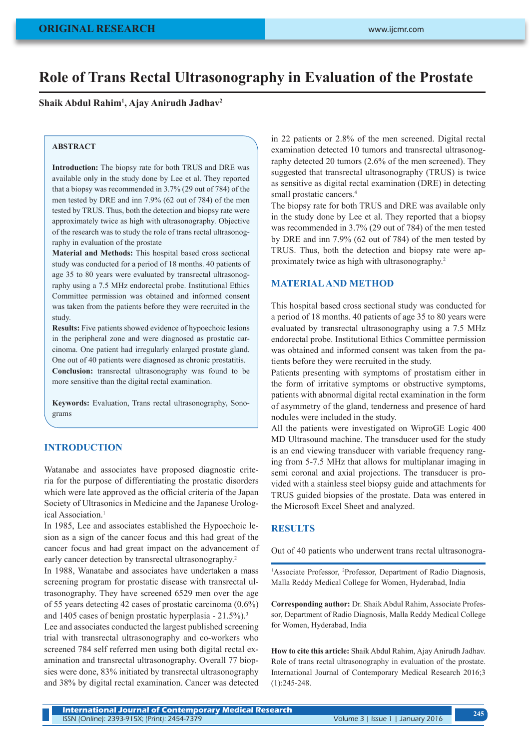# Role of Trans Rectal Ultrasonography in Evaluation of the Prostate

**Shaik Abdul Rahim[1], Ajay Anirudh Jadhav[2]**

## ABSTRACT

**Introduction:** The biopsy rate for both TRUS and DRE was available only in the study done by Lee et al. They reported that a biopsy was recommended in 3.7% (29 out of 784) of the men tested by DRE and inn 7.9% (62 out of 784) of the men tested by TRUS. Thus, both the detection and biopsy rate were approximately twice as high with ultrasonography. Objective of the research was to study the role of trans rectal ultrasonography in evaluation of the prostate

**Material and Methods:** This hospital based cross sectional study was conducted for a period of 18 months. 40 patients of age 35 to 80 years were evaluated by transrectal ultrasonography using a 7.5 MHz endorectal probe. Institutional Ethics Committee permission was obtained and informed consent was taken from the patients before they were recruited in the study.

**Results:** Five patients showed evidence of hypoechoic lesions in the peripheral zone and were diagnosed as prostatic carcinoma. One patient had irregularly enlarged prostate gland. One out of 40 patients were diagnosed as chronic prostatitis.

**Conclusion:** transrectal ultrasonography was found to be more sensitive than the digital rectal examination.

**Keywords:** Evaluation, Trans rectal ultrasonography, Sonograms

## INTRODUCTION

Watanabe and associates have proposed diagnostic criteria for the purpose of differentiating the prostatic disorders which were late approved as the official criteria of the Japan Society of Ultrasonics in Medicine and the Japanese Urological Association.[1]

In 1985, Lee and associates established the Hypoechoic lesion as a sign of the cancer focus and this had great of the cancer focus and had great impact on the advancement of early cancer detection by transrectal ultrasonography.[2]

In 1988, Wanatabe and associates have undertaken a mass screening program for prostatic disease with transrectal ultrasonography. They have screened 6529 men over the age of 55 years detecting 42 cases of prostatic carcinoma (0.6%) and 1405 cases of benign prostatic hyperplasia - 21.5%).[3]

Lee and associates conducted the largest published screening trial with transrectal ultrasonography and co-workers who screened 784 self referred men using both digital rectal examination and transrectal ultrasonography. Overall 77 biopsies were done, 83% initiated by transrectal ultrasonography and 38% by digital rectal examination. Cancer was detected in 22 patients or 2.8% of the men screened. Digital rectal examination detected 10 tumors and transrectal ultrasonography detected 20 tumors (2.6% of the men screened). They suggested that transrectal ultrasonography (TRUS) is twice as sensitive as digital rectal examination (DRE) in detecting small prostatic cancers.[4]

The biopsy rate for both TRUS and DRE was available only in the study done by Lee et al. They reported that a biopsy was recommended in 3.7% (29 out of 784) of the men tested by DRE and inn 7.9% (62 out of 784) of the men tested by TRUS. Thus, both the detection and biopsy rate were approximately twice as high with ultrasonography.[2]

## MATERIAL AND METHOD

This hospital based cross sectional study was conducted for a period of 18 months. 40 patients of age 35 to 80 years were evaluated by transrectal ultrasonography using a 7.5 MHz endorectal probe. Institutional Ethics Committee permission was obtained and informed consent was taken from the patients before they were recruited in the study.

Patients presenting with symptoms of prostatism either in the form of irritative symptoms or obstructive symptoms, patients with abnormal digital rectal examination in the form of asymmetry of the gland, tenderness and presence of hard nodules were included in the study.

All the patients were investigated on WiproGE Logic 400 MD Ultrasound machine. The transducer used for the study is an end viewing transducer with variable frequency ranging from 5-7.5 MHz that allows for multiplanar imaging in semi coronal and axial projections. The transducer is provided with a stainless steel biopsy guide and attachments for TRUS guided biopsies of the prostate. Data was entered in the Microsoft Excel Sheet and analyzed.

## RESULTS

Out of 40 patients who underwent trans rectal ultrasonogra-

[1]Associate Professor, [2]Professor, Department of Radio Diagnosis, Malla Reddy Medical College for Women, Hyderabad, India

**Corresponding author:** Dr. Shaik Abdul Rahim, Associate Professor, Department of Radio Diagnosis, Malla Reddy Medical College for Women, Hyderabad, India

**How to cite this article:** Shaik Abdul Rahim, Ajay Anirudh Jadhav. Role of trans rectal ultrasonography in evaluation of the prostate. International Journal of Contemporary Medical Research 2016;3 (1):245-248.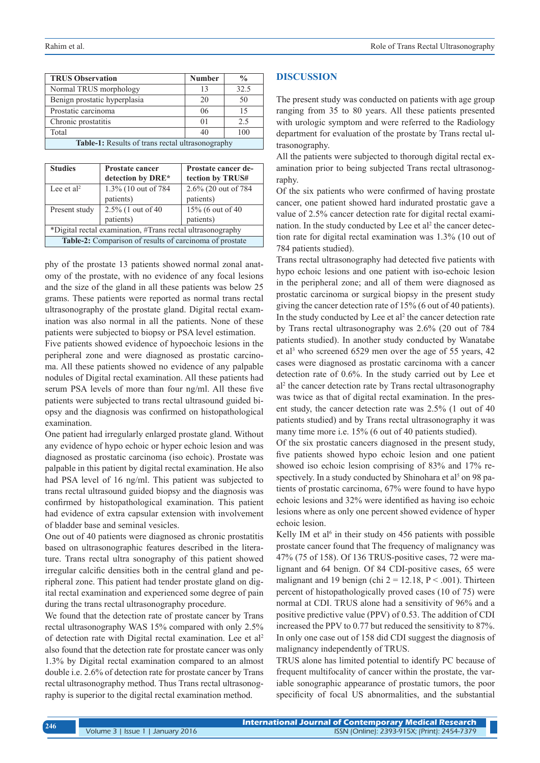| TRUS Observation | Number | % |
|---|---|---|
| Normal TRUS morphology | 13 | 32.5 |
| Benign prostatic hyperplasia | 20 | 50 |
| Prostatic carcinoma | 06 | 15 |
| Chronic prostatitis | 01 | 2.5 |
| Total | 40 | 100 |

**Table-1:** Results of trans rectal ultrasonography

| Studies | Prostate cancer detection by DRE* | Prostate cancer detection by TRUS# |
|---|---|---|
| Lee et al[2] | 1.3% (10 out of 784 patients) | 2.6% (20 out of 784 patients) |
| Present study | 2.5% (1 out of 40 patients) | 15% (6 out of 40 patients) |

*Digital rectal examination, #Trans rectal ultrasonography

**Table-2:** Comparison of results of carcinoma of prostate

phy of the prostate 13 patients showed normal zonal anatomy of the prostate, with no evidence of any focal lesions and the size of the gland in all these patients was below 25 grams. These patients were reported as normal trans rectal ultrasonography of the prostate gland. Digital rectal examination was also normal in all the patients. None of these patients were subjected to biopsy or PSA level estimation.

Five patients showed evidence of hypoechoic lesions in the peripheral zone and were diagnosed as prostatic carcinoma. All these patients showed no evidence of any palpable nodules of Digital rectal examination. All these patients had serum PSA levels of more than four ng/ml. All these five patients were subjected to trans rectal ultrasound guided biopsy and the diagnosis was confirmed on histopathological examination.

One patient had irregularly enlarged prostate gland. Without any evidence of hypo echoic or hyper echoic lesion and was diagnosed as prostatic carcinoma (iso echoic). Prostate was palpable in this patient by digital rectal examination. He also had PSA level of 16 ng/ml. This patient was subjected to trans rectal ultrasound guided biopsy and the diagnosis was confirmed by histopathological examination. This patient had evidence of extra capsular extension with involvement of bladder base and seminal vesicles.

One out of 40 patients were diagnosed as chronic prostatitis based on ultrasonographic features described in the literature. Trans rectal ultra sonography of this patient showed irregular calcific densities both in the central gland and peripheral zone. This patient had tender prostate gland on digital rectal examination and experienced some degree of pain during the trans rectal ultrasonography procedure.

We found that the detection rate of prostate cancer by Trans rectal ultrasonography WAS 15% compared with only 2.5% of detection rate with Digital rectal examination. Lee et al[2] also found that the detection rate for prostate cancer was only 1.3% by Digital rectal examination compared to an almost double i.e. 2.6% of detection rate for prostate cancer by Trans rectal ultrasonography method. Thus Trans rectal ultrasonography is superior to the digital rectal examination method.

## DISCUSSION

The present study was conducted on patients with age group ranging from 35 to 80 years. All these patients presented with urologic symptom and were referred to the Radiology department for evaluation of the prostate by Trans rectal ultrasonography.

All the patients were subjected to thorough digital rectal examination prior to being subjected Trans rectal ultrasonography.

Of the six patients who were confirmed of having prostate cancer, one patient showed hard indurated prostatic gave a value of 2.5% cancer detection rate for digital rectal examination. In the study conducted by Lee et al[2] the cancer detection rate for digital rectal examination was 1.3% (10 out of 784 patients studied).

Trans rectal ultrasonography had detected five patients with hypo echoic lesions and one patient with iso-echoic lesion in the peripheral zone; and all of them were diagnosed as prostatic carcinoma or surgical biopsy in the present study giving the cancer detection rate of 15% (6 out of 40 patients). In the study conducted by Lee et al[2] the cancer detection rate by Trans rectal ultrasonography was 2.6% (20 out of 784 patients studied). In another study conducted by Wanatabe et al[3] who screened 6529 men over the age of 55 years, 42 cases were diagnosed as prostatic carcinoma with a cancer detection rate of 0.6%. In the study carried out by Lee et al[2] the cancer detection rate by Trans rectal ultrasonography was twice as that of digital rectal examination. In the present study, the cancer detection rate was 2.5% (1 out of 40 patients studied) and by Trans rectal ultrasonography it was many time more i.e. 15% (6 out of 40 patients studied).

Of the six prostatic cancers diagnosed in the present study, five patients showed hypo echoic lesion and one patient showed iso echoic lesion comprising of 83% and 17% respectively. In a study conducted by Shinohara et al[5] on 98 patients of prostatic carcinoma, 67% were found to have hypo echoic lesions and 32% were identified as having iso echoic lesions where as only one percent showed evidence of hyper echoic lesion.

Kelly IM et al[6] in their study on 456 patients with possible prostate cancer found that The frequency of malignancy was 47% (75 of 158). Of 136 TRUS-positive cases, 72 were malignant and 64 benign. Of 84 CDI-positive cases, 65 were malignant and 19 benign (chi 2 = 12.18, P < .001). Thirteen percent of histopathologically proved cases (10 of 75) were normal at CDI. TRUS alone had a sensitivity of 96% and a positive predictive value (PPV) of 0.53. The addition of CDI increased the PPV to 0.77 but reduced the sensitivity to 87%. In only one case out of 158 did CDI suggest the diagnosis of malignancy independently of TRUS.

TRUS alone has limited potential to identify PC because of frequent multifocality of cancer within the prostate, the variable sonographic appearance of prostatic tumors, the poor specificity of focal US abnormalities, and the substantial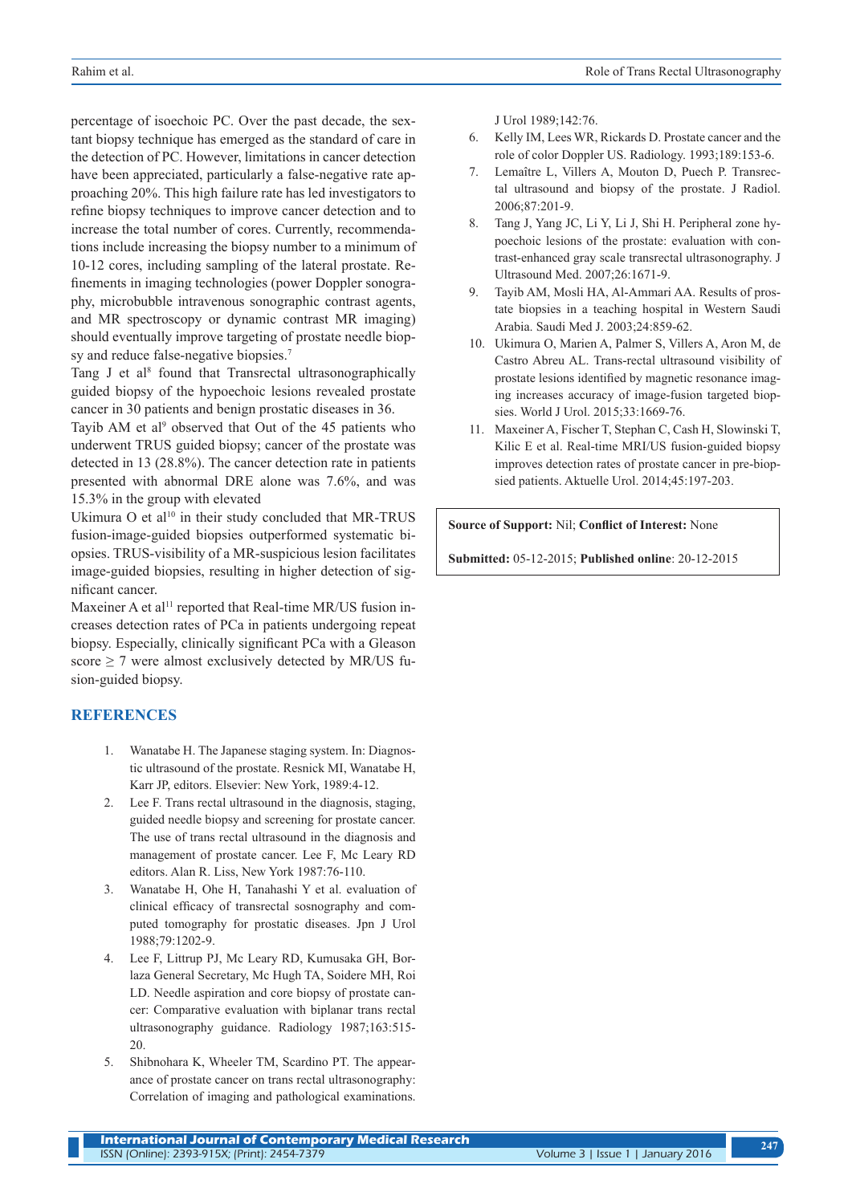percentage of isoechoic PC. Over the past decade, the sextant biopsy technique has emerged as the standard of care in the detection of PC. However, limitations in cancer detection have been appreciated, particularly a false-negative rate approaching 20%. This high failure rate has led investigators to refine biopsy techniques to improve cancer detection and to increase the total number of cores. Currently, recommendations include increasing the biopsy number to a minimum of 10-12 cores, including sampling of the lateral prostate. Refinements in imaging technologies (power Doppler sonography, microbubble intravenous sonographic contrast agents, and MR spectroscopy or dynamic contrast MR imaging) should eventually improve targeting of prostate needle biopsy and reduce false-negative biopsies.[7]

Tang J et al[8] found that Transrectal ultrasonographically guided biopsy of the hypoechoic lesions revealed prostate cancer in 30 patients and benign prostatic diseases in 36.

Tayib AM et al[9] observed that Out of the 45 patients who underwent TRUS guided biopsy; cancer of the prostate was detected in 13 (28.8%). The cancer detection rate in patients presented with abnormal DRE alone was 7.6%, and was 15.3% in the group with elevated

Ukimura O et al[10] in their study concluded that MR-TRUS fusion-image-guided biopsies outperformed systematic biopsies. TRUS-visibility of a MR-suspicious lesion facilitates image-guided biopsies, resulting in higher detection of significant cancer.

Maxeiner A et al[11] reported that Real-time MR/US fusion increases detection rates of PCa in patients undergoing repeat biopsy. Especially, clinically significant PCa with a Gleason score ≥ 7 were almost exclusively detected by MR/US fusion-guided biopsy.

## REFERENCES

1. Wanatabe H. The Japanese staging system. In: Diagnostic ultrasound of the prostate. Resnick MI, Wanatabe H, Karr JP, editors. Elsevier: New York, 1989:4-12.
2. Lee F. Trans rectal ultrasound in the diagnosis, staging, guided needle biopsy and screening for prostate cancer. The use of trans rectal ultrasound in the diagnosis and management of prostate cancer. Lee F, Mc Leary RD editors. Alan R. Liss, New York 1987:76-110.
3. Wanatabe H, Ohe H, Tanahashi Y et al. evaluation of clinical efficacy of transrectal sosnography and computed tomography for prostatic diseases. Jpn J Urol 1988;79:1202-9.
4. Lee F, Littrup PJ, Mc Leary RD, Kumusaka GH, Borlaza General Secretary, Mc Hugh TA, Soidere MH, Roi LD. Needle aspiration and core biopsy of prostate cancer: Comparative evaluation with biplanar trans rectal ultrasonography guidance. Radiology 1987;163:515-20.
5. Shibnohara K, Wheeler TM, Scardino PT. The appearance of prostate cancer on trans rectal ultrasonography: Correlation of imaging and pathological examinations. J Urol 1989;142:76.
6. Kelly IM, Lees WR, Rickards D. Prostate cancer and the role of color Doppler US. Radiology. 1993;189:153-6.
7. Lemaître L, Villers A, Mouton D, Puech P. Transrectal ultrasound and biopsy of the prostate. J Radiol. 2006;87:201-9.
8. Tang J, Yang JC, Li Y, Li J, Shi H. Peripheral zone hypoechoic lesions of the prostate: evaluation with contrast-enhanced gray scale transrectal ultrasonography. J Ultrasound Med. 2007;26:1671-9.
9. Tayib AM, Mosli HA, Al-Ammari AA. Results of prostate biopsies in a teaching hospital in Western Saudi Arabia. Saudi Med J. 2003;24:859-62.
10. Ukimura O, Marien A, Palmer S, Villers A, Aron M, de Castro Abreu AL. Trans-rectal ultrasound visibility of prostate lesions identified by magnetic resonance imaging increases accuracy of image-fusion targeted biopsies. World J Urol. 2015;33:1669-76.
11. Maxeiner A, Fischer T, Stephan C, Cash H, Slowinski T, Kilic E et al. Real-time MRI/US fusion-guided biopsy improves detection rates of prostate cancer in pre-biopsied patients. Aktuelle Urol. 2014;45:197-203.

**Source of Support:** Nil; **Conflict of Interest:** None

**Submitted:** 05-12-2015; **Published online**: 20-12-2015